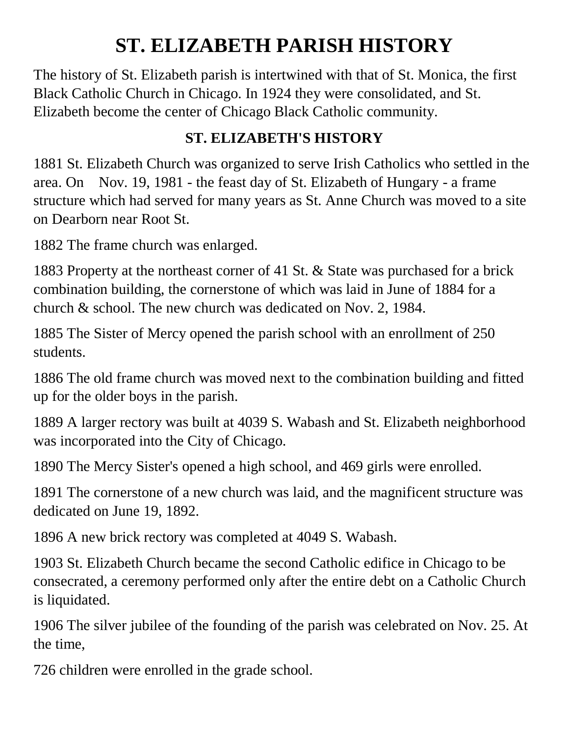# ST. ELIZABETH PARISH HISTORY

The history of St. Elizabeth parish is intertwined with that of St. Monica, the first Black Catholic Church in Chicago. In 1924 they were consolidated, and St. Elizabeth become the center of Chicago Black Catholic community.

### ST. ELIZABETH'S HISTORY

1881 St. Elizabeth Church was organized to serve Irish Catholics who settled in the area. On Nov. 19, 1981 - the feast day of St. Elizabeth of Hungary - a frame structure which had served for many years as St. Anne Church was moved to a site on Dearborn near Root St.

1882 The frame church was enlarged.

1883 Property at the northeast corner of 41 St. & State was purchased for a brick combination building, the cornerstone of which was laid in June of 1884 for a church & school. The new church was dedicated on Nov. 2, 1984.

1885 The Sister of Mercy opened the parish school with an enrollment of 250 students.

1886 The old frame church was moved next to the combination building and fitted up for the older boys in the parish.

1889 A larger rectory was built at 4039 S. Wabash and St. Elizabeth neighborhood was incorporated into the City of Chicago.

1890 The Mercy Sister's opened a high school, and 469 girls were enrolled.

1891 The cornerstone of a new church was laid, and the magnificent structure was dedicated on June 19, 1892.

1896 A new brick rectory was completed at 4049 S. Wabash.

1903 St. Elizabeth Church became the second Catholic edifice in Chicago to be consecrated, a ceremony performed only after the entire debt on a Catholic Church is liquidated.

1906 The silver jubilee of the founding of the parish was celebrated on Nov. 25. At the time,

726 children were enrolled in the grade school.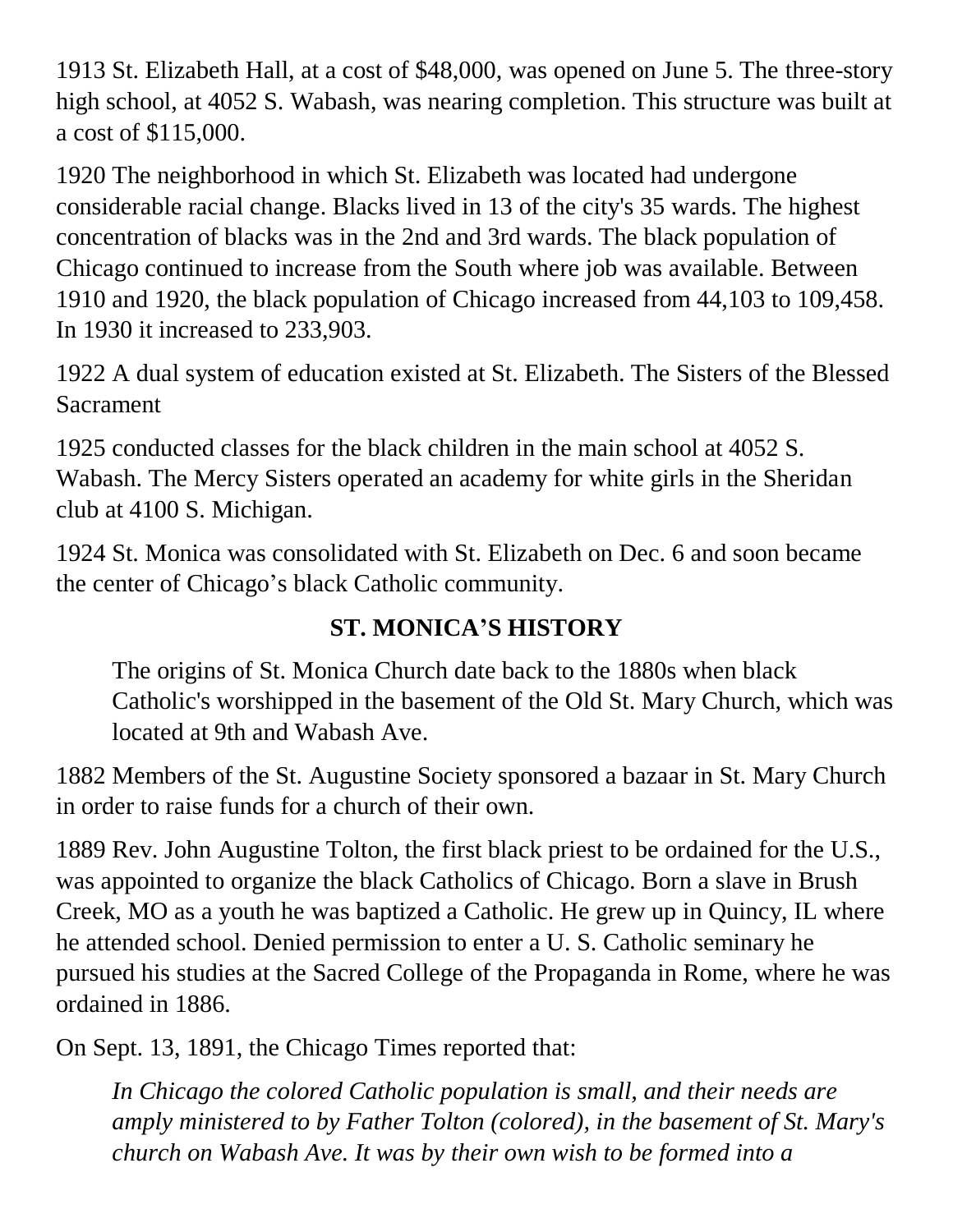1913 St. Elizabeth Hall, at a cost of $48,000, was opened on June 5. The three-story high school, at 4052 S. Wabash, was nearing completion. This structure was built at a cost of $115,000.

1920 The neighborhood in which St. Elizabeth was located had undergone considerable racial change. Blacks lived in 13 of the city's 35 wards. The highest concentration of blacks was in the 2nd and 3rd wards. The black population of Chicago continued to increase from the South where job was available. Between 1910 and 1920, the black population of Chicago increased from 44,103 to 109,458. In 1930 it increased to 233,903.

1922 A dual system of education existed at St. Elizabeth. The Sisters of the Blessed Sacrament

1925 conducted classes for the black children in the main school at 4052 S. Wabash. The Mercy Sisters operated an academy for white girls in the Sheridan club at 4100 S. Michigan.

1924 St. Monica was consolidated with St. Elizabeth on Dec. 6 and soon became the center of Chicago's black Catholic community.

## ST. MONICA'S HISTORY

The origins of St. Monica Church date back to the 1880s when black Catholic's worshipped in the basement of the Old St. Mary Church, which was located at 9th and Wabash Ave.

1882 Members of the St. Augustine Society sponsored a bazaar in St. Mary Church in order to raise funds for a church of their own.

1889 Rev. John Augustine Tolton, the first black priest to be ordained for the U.S., was appointed to organize the black Catholics of Chicago. Born a slave in Brush Creek, MO as a youth he was baptized a Catholic. He grew up in Quincy, IL where he attended school. Denied permission to enter a U. S. Catholic seminary he pursued his studies at the Sacred College of the Propaganda in Rome, where he was ordained in 1886.

On Sept. 13, 1891, the Chicago Times reported that:

> *In Chicago the colored Catholic population is small, and their needs are amply ministered to by Father Tolton (colored), in the basement of St. Mary's church on Wabash Ave. It was by their own wish to be formed into a*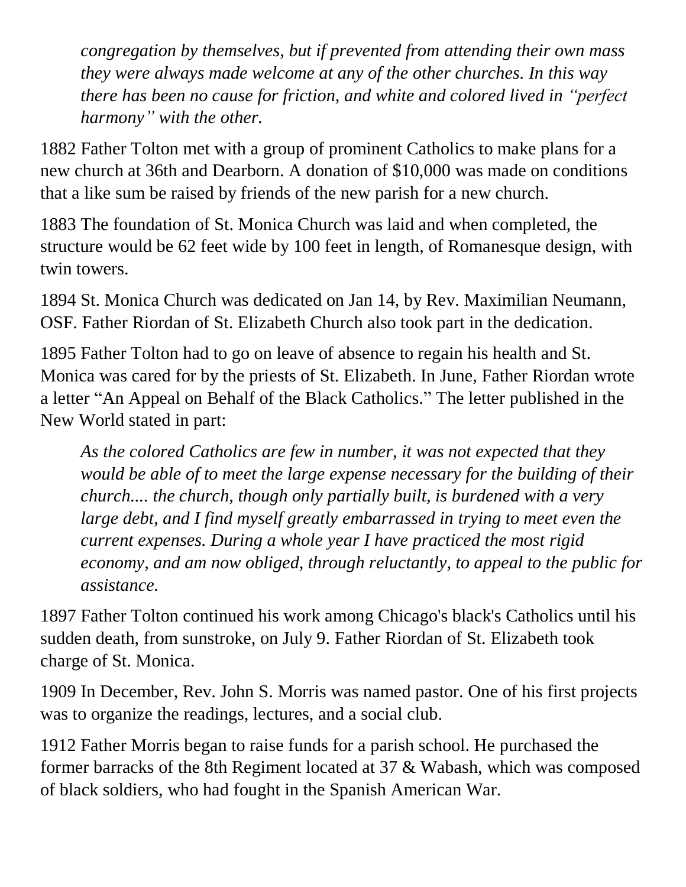*congregation by themselves, but if prevented from attending their own mass they were always made welcome at any of the other churches. In this way there has been no cause for friction, and white and colored lived in "perfect harmony" with the other.*

1882 Father Tolton met with a group of prominent Catholics to make plans for a new church at 36th and Dearborn. A donation of $10,000 was made on conditions that a like sum be raised by friends of the new parish for a new church.

1883 The foundation of St. Monica Church was laid and when completed, the structure would be 62 feet wide by 100 feet in length, of Romanesque design, with twin towers.

1894 St. Monica Church was dedicated on Jan 14, by Rev. Maximilian Neumann, OSF. Father Riordan of St. Elizabeth Church also took part in the dedication.

1895 Father Tolton had to go on leave of absence to regain his health and St. Monica was cared for by the priests of St. Elizabeth. In June, Father Riordan wrote a letter "An Appeal on Behalf of the Black Catholics." The letter published in the New World stated in part:

> *As the colored Catholics are few in number, it was not expected that they would be able of to meet the large expense necessary for the building of their church.... the church, though only partially built, is burdened with a very large debt, and I find myself greatly embarrassed in trying to meet even the current expenses. During a whole year I have practiced the most rigid economy, and am now obliged, through reluctantly, to appeal to the public for assistance.*

1897 Father Tolton continued his work among Chicago's black's Catholics until his sudden death, from sunstroke, on July 9. Father Riordan of St. Elizabeth took charge of St. Monica.

1909 In December, Rev. John S. Morris was named pastor. One of his first projects was to organize the readings, lectures, and a social club.

1912 Father Morris began to raise funds for a parish school. He purchased the former barracks of the 8th Regiment located at 37 & Wabash, which was composed of black soldiers, who had fought in the Spanish American War.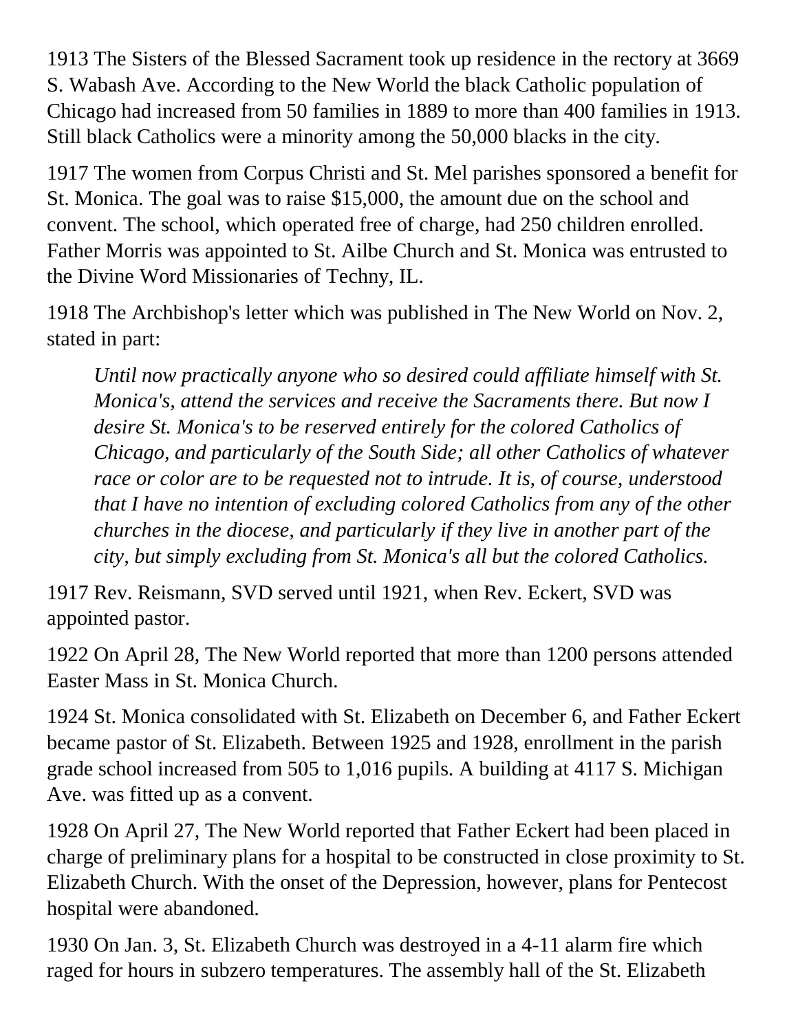1913 The Sisters of the Blessed Sacrament took up residence in the rectory at 3669 S. Wabash Ave. According to the New World the black Catholic population of Chicago had increased from 50 families in 1889 to more than 400 families in 1913. Still black Catholics were a minority among the 50,000 blacks in the city.

1917 The women from Corpus Christi and St. Mel parishes sponsored a benefit for St. Monica. The goal was to raise $15,000, the amount due on the school and convent. The school, which operated free of charge, had 250 children enrolled. Father Morris was appointed to St. Ailbe Church and St. Monica was entrusted to the Divine Word Missionaries of Techny, IL.

1918 The Archbishop's letter which was published in The New World on Nov. 2, stated in part:

> *Until now practically anyone who so desired could affiliate himself with St. Monica's, attend the services and receive the Sacraments there. But now I desire St. Monica's to be reserved entirely for the colored Catholics of Chicago, and particularly of the South Side; all other Catholics of whatever race or color are to be requested not to intrude. It is, of course, understood that I have no intention of excluding colored Catholics from any of the other churches in the diocese, and particularly if they live in another part of the city, but simply excluding from St. Monica's all but the colored Catholics.*

1917 Rev. Reismann, SVD served until 1921, when Rev. Eckert, SVD was appointed pastor.

1922 On April 28, The New World reported that more than 1200 persons attended Easter Mass in St. Monica Church.

1924 St. Monica consolidated with St. Elizabeth on December 6, and Father Eckert became pastor of St. Elizabeth. Between 1925 and 1928, enrollment in the parish grade school increased from 505 to 1,016 pupils. A building at 4117 S. Michigan Ave. was fitted up as a convent.

1928 On April 27, The New World reported that Father Eckert had been placed in charge of preliminary plans for a hospital to be constructed in close proximity to St. Elizabeth Church. With the onset of the Depression, however, plans for Pentecost hospital were abandoned.

1930 On Jan. 3, St. Elizabeth Church was destroyed in a 4-11 alarm fire which raged for hours in subzero temperatures. The assembly hall of the St. Elizabeth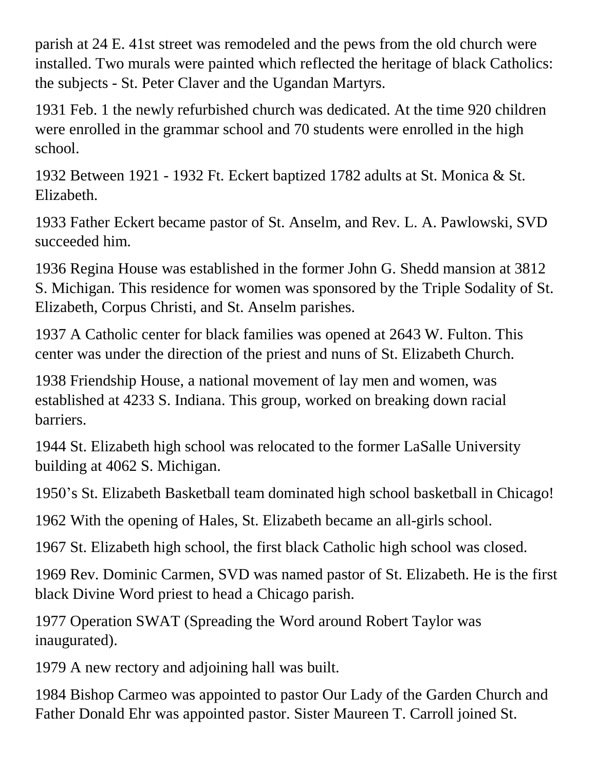parish at 24 E. 41st street was remodeled and the pews from the old church were installed. Two murals were painted which reflected the heritage of black Catholics: the subjects - St. Peter Claver and the Ugandan Martyrs.

1931 Feb. 1 the newly refurbished church was dedicated. At the time 920 children were enrolled in the grammar school and 70 students were enrolled in the high school.

1932 Between 1921 - 1932 Ft. Eckert baptized 1782 adults at St. Monica & St. Elizabeth.

1933 Father Eckert became pastor of St. Anselm, and Rev. L. A. Pawlowski, SVD succeeded him.

1936 Regina House was established in the former John G. Shedd mansion at 3812 S. Michigan. This residence for women was sponsored by the Triple Sodality of St. Elizabeth, Corpus Christi, and St. Anselm parishes.

1937 A Catholic center for black families was opened at 2643 W. Fulton. This center was under the direction of the priest and nuns of St. Elizabeth Church.

1938 Friendship House, a national movement of lay men and women, was established at 4233 S. Indiana. This group, worked on breaking down racial barriers.

1944 St. Elizabeth high school was relocated to the former LaSalle University building at 4062 S. Michigan.

1950's St. Elizabeth Basketball team dominated high school basketball in Chicago!

1962 With the opening of Hales, St. Elizabeth became an all-girls school.

1967 St. Elizabeth high school, the first black Catholic high school was closed.

1969 Rev. Dominic Carmen, SVD was named pastor of St. Elizabeth. He is the first black Divine Word priest to head a Chicago parish.

1977 Operation SWAT (Spreading the Word around Robert Taylor was inaugurated).

1979 A new rectory and adjoining hall was built.

1984 Bishop Carmeo was appointed to pastor Our Lady of the Garden Church and Father Donald Ehr was appointed pastor. Sister Maureen T. Carroll joined St.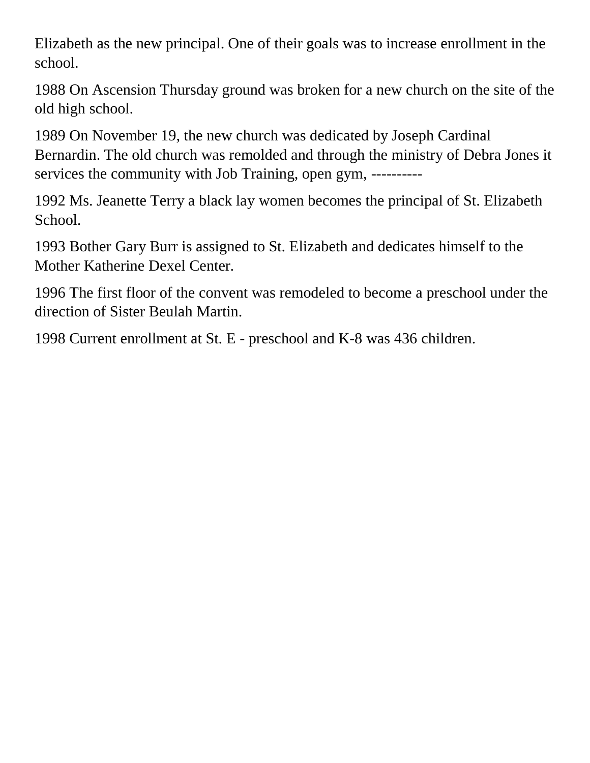Elizabeth as the new principal. One of their goals was to increase enrollment in the school.

1988 On Ascension Thursday ground was broken for a new church on the site of the old high school.

1989 On November 19, the new church was dedicated by Joseph Cardinal Bernardin. The old church was remolded and through the ministry of Debra Jones it services the community with Job Training, open gym, ----------

1992 Ms. Jeanette Terry a black lay women becomes the principal of St. Elizabeth School.

1993 Bother Gary Burr is assigned to St. Elizabeth and dedicates himself to the Mother Katherine Dexel Center.

1996 The first floor of the convent was remodeled to become a preschool under the direction of Sister Beulah Martin.

1998 Current enrollment at St. E - preschool and K-8 was 436 children.